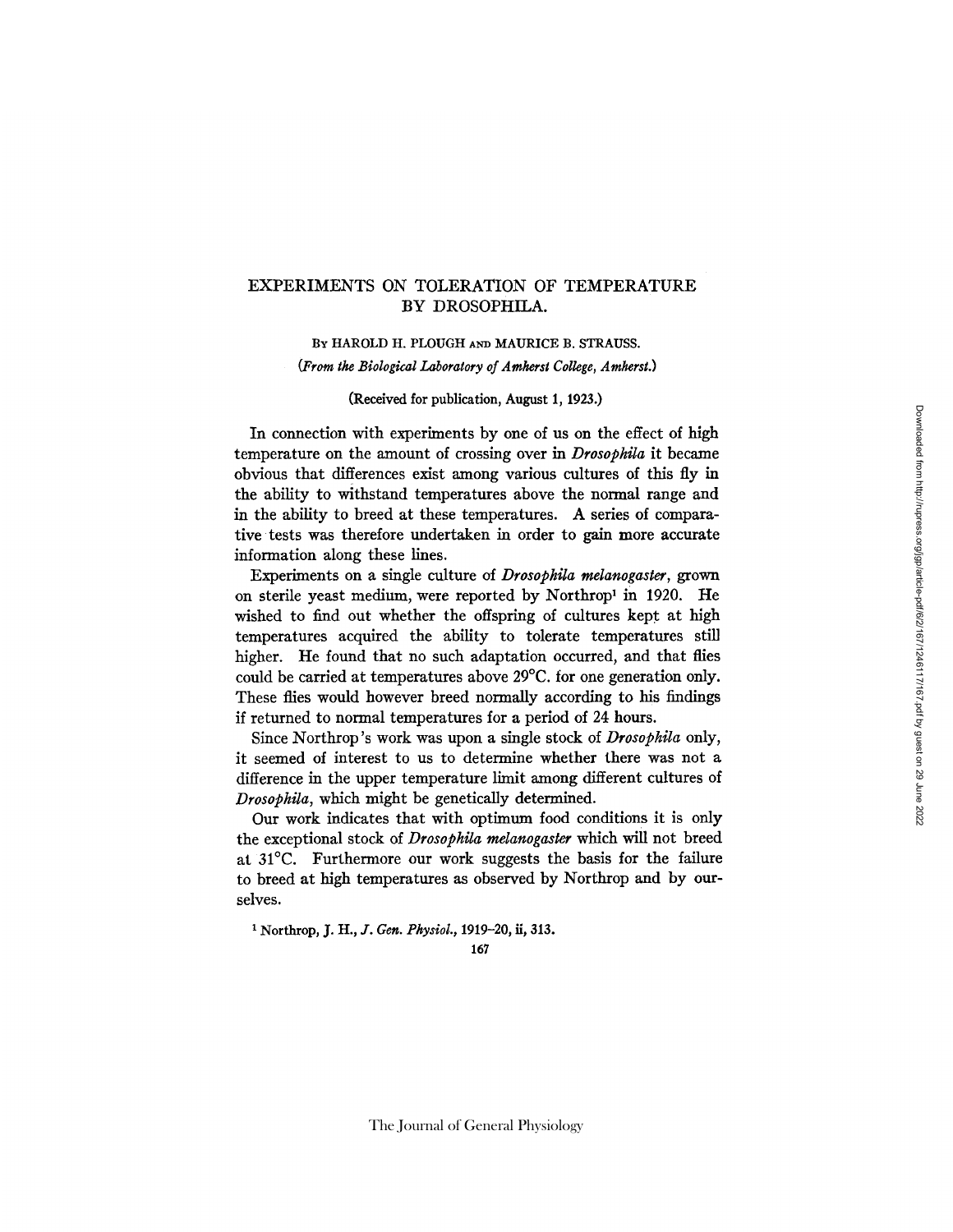# EXPERIMENTS ON TOLERATION OF TEMPERATURE BY DROSOPHILA.

By HAROLD H. PLOUGH AND MAURICE B. STRAUSS.

*(From the Biological Laboratory of Amherst College, Amherst.)*

(Received for publication, August 1, 1923.)

In connection with experiments by one of us on the effect of high temperature on the amount of crossing over in *Drosophila* it became obvious that differences exist among various cultures of this fly in the ability to withstand temperatures above the normal range and in the ability to breed at these temperatures. A series of comparative tests was therefore undertaken in order to gain more accurate information along these lines.

Experiments on a single culture of *Drosophila melanogaster*, grown on sterile yeast medium, were reported by Northrop[1] in 1920. He wished to find out whether the offspring of cultures kept at high temperatures acquired the ability to tolerate temperatures still higher. He found that no such adaptation occurred, and that flies could be carried at temperatures above 29°C. for one generation only. These flies would however breed normally according to his findings if returned to normal temperatures for a period of 24 hours.

Since Northrop's work was upon a single stock of *Drosophila* only, it seemed of interest to us to determine whether there was not a difference in the upper temperature limit among different cultures of *Drosophila*, which might be genetically determined.

Our work indicates that with optimum food conditions it is only the exceptional stock of *Drosophila melanogaster* which will not breed at 31°C. Furthermore our work suggests the basis for the failure to breed at high temperatures as observed by Northrop and by ourselves.

[1] Northrop, J. H., *J. Gen. Physiol.*, 1919–20, ii, 313.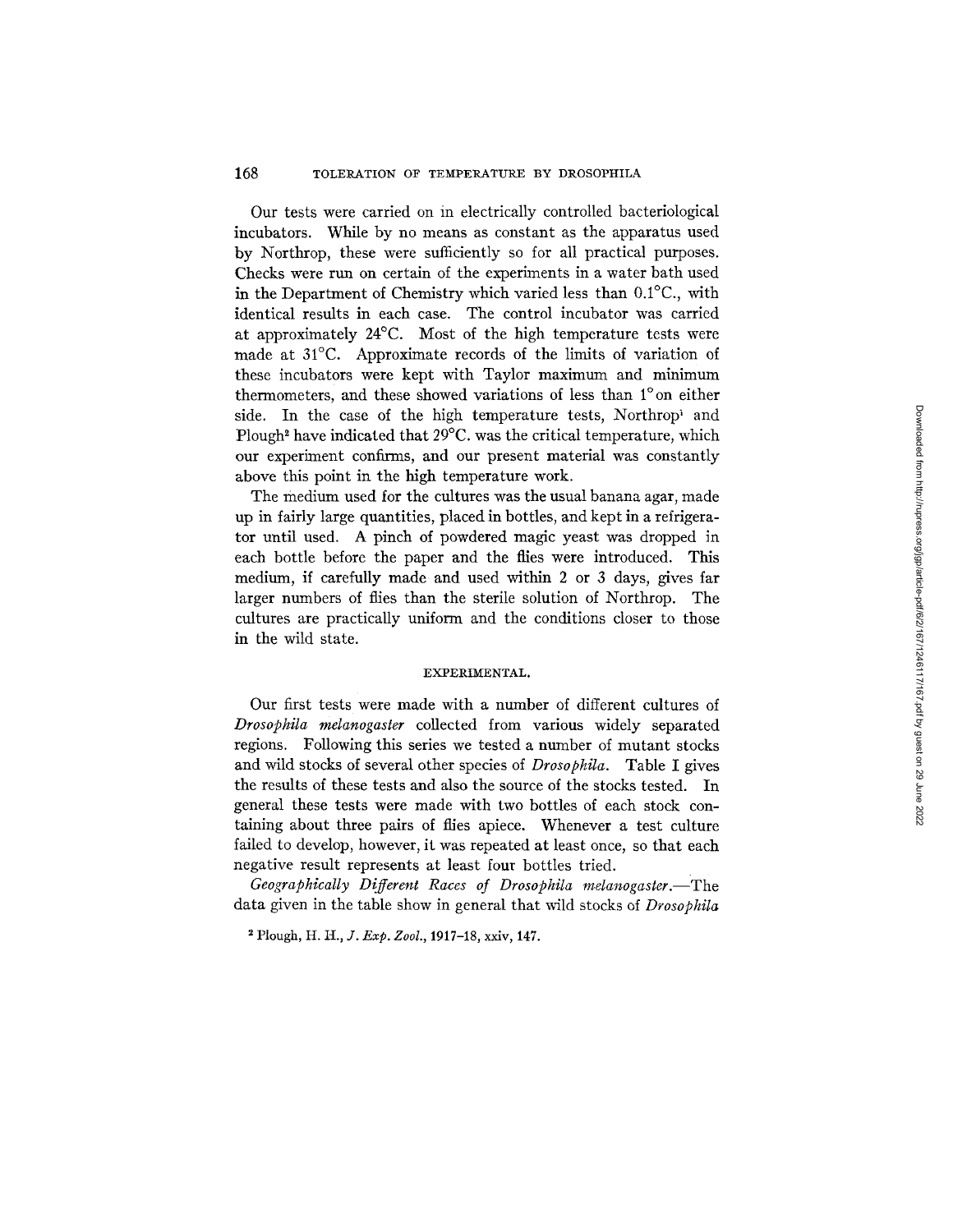Our tests were carried on in electrically controlled bacteriological incubators. While by no means as constant as the apparatus used by Northrop, these were sufficiently so for all practical purposes. Checks were run on certain of the experiments in a water bath used in the Department of Chemistry which varied less than 0.1°C., with identical results in each case. The control incubator was carried at approximately 24°C. Most of the high temperature tests were made at 31°C. Approximate records of the limits of variation of these incubators were kept with Taylor maximum and minimum thermometers, and these showed variations of less than 1° on either side. In the case of the high temperature tests, Northrop[1] and Plough[2] have indicated that 29°C. was the critical temperature, which our experiment confirms, and our present material was constantly above this point in the high temperature work.

The medium used for the cultures was the usual banana agar, made up in fairly large quantities, placed in bottles, and kept in a refrigerator until used. A pinch of powdered magic yeast was dropped in each bottle before the paper and the flies were introduced. This medium, if carefully made and used within 2 or 3 days, gives far larger numbers of flies than the sterile solution of Northrop. The cultures are practically uniform and the conditions closer to those in the wild state.

## EXPERIMENTAL.

Our first tests were made with a number of different cultures of *Drosophila melanogaster* collected from various widely separated regions. Following this series we tested a number of mutant stocks and wild stocks of several other species of *Drosophila*. Table I gives the results of these tests and also the source of the stocks tested. In general these tests were made with two bottles of each stock containing about three pairs of flies apiece. Whenever a test culture failed to develop, however, it was repeated at least once, so that each negative result represents at least four bottles tried.

*Geographically Different Races of Drosophila melanogaster.*—The data given in the table show in general that wild stocks of *Drosophila*

[2] Plough, H. H., *J. Exp. Zool.*, 1917–18, xxiv, 147.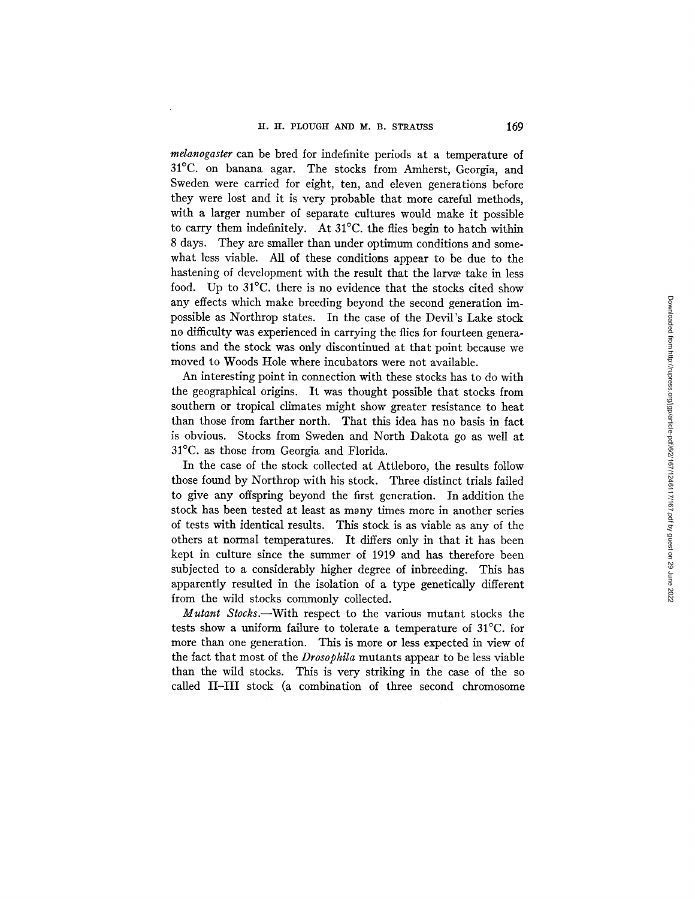*melanogaster* can be bred for indefinite periods at a temperature of 31°C. on banana agar. The stocks from Amherst, Georgia, and Sweden were carried for eight, ten, and eleven generations before they were lost and it is very probable that more careful methods, with a larger number of separate cultures would make it possible to carry them indefinitely. At 31°C. the flies begin to hatch within 8 days. They are smaller than under optimum conditions and somewhat less viable. All of these conditions appear to be due to the hastening of development with the result that the larvæ take in less food. Up to 31°C. there is no evidence that the stocks cited show any effects which make breeding beyond the second generation impossible as Northrop states. In the case of the Devil's Lake stock no difficulty was experienced in carrying the flies for fourteen generations and the stock was only discontinued at that point because we moved to Woods Hole where incubators were not available.

An interesting point in connection with these stocks has to do with the geographical origins. It was thought possible that stocks from southern or tropical climates might show greater resistance to heat than those from farther north. That this idea has no basis in fact is obvious. Stocks from Sweden and North Dakota go as well at 31°C. as those from Georgia and Florida.

In the case of the stock collected at Attleboro, the results follow those found by Northrop with his stock. Three distinct trials failed to give any offspring beyond the first generation. In addition the stock has been tested at least as many times more in another series of tests with identical results. This stock is as viable as any of the others at normal temperatures. It differs only in that it has been kept in culture since the summer of 1919 and has therefore been subjected to a considerably higher degree of inbreeding. This has apparently resulted in the isolation of a type genetically different from the wild stocks commonly collected.

*Mutant Stocks*.—With respect to the various mutant stocks the tests show a uniform failure to tolerate a temperature of 31°C. for more than one generation. This is more or less expected in view of the fact that most of the *Drosophila* mutants appear to be less viable than the wild stocks. This is very striking in the case of the so called II–III stock (a combination of three second chromosome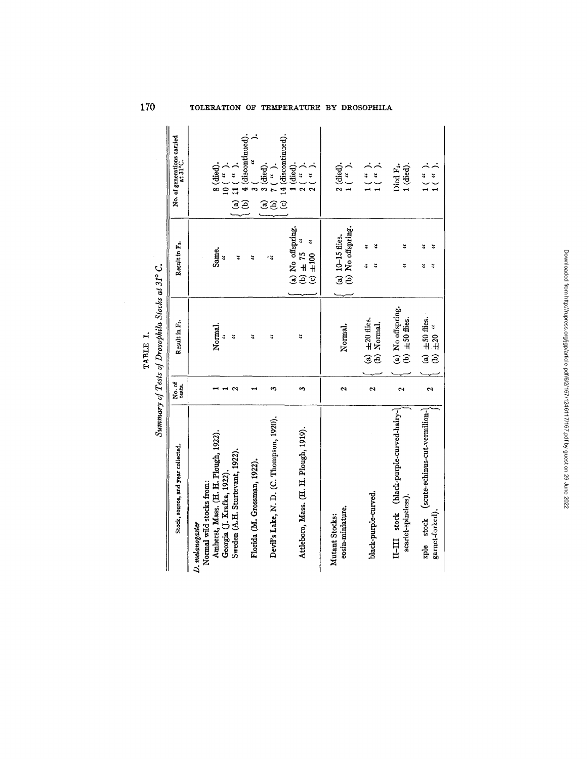TABLE I.

*Summary of Tests of Drosophila Stocks at 31° C.*

| Stock, source, and year collected. | No. of tests. | Result in $F_1$. | Result in $F_2$. | No. of generations carried at 31°C. |
|---|---|---|---|---|
| *D. melanogaster* | | | | |
| Normal wild stocks from: | | | | |
| Amherst, Mass. (H. H. Plough, 1922). | 1 | Normal. | Same. | 8 (died). |
| Georgia (J. Krafka, 1922). | 1 | " | " | 10 ( " ). |
| Sweden (A.H. Sturtevant, 1922). | 2 | " | " | (a) 11 ( " ).<br>(b) 4 (discontinued). |
| Florida (M. Grossman, 1922). | 1 | " | " | 3 ( " ). |
| Devil's Lake, N. D. (C. Thompson, 1920). | 3 | " | " | (a) 3 (died).<br>(b) 7 ( " ).<br>(c) 14 (discontinued). |
| Attleboro, Mass. (H. H. Plough, 1919). | 3 | " | (a) No offspring.<br>(b) ±75 "<br>(c) ±100 " | 1 (died).<br>2 ( " ).<br>2 ( " ). |
| Mutant Stocks: | | | | |
| eosin-miniature. | 2 | Normal. | (a) 10–15 flies.<br>(b) No offspring. | 2 (died).<br>1 ( " ). |
| black-purple-curved. | 2 | (a) ±20 flies.<br>(b) Normal. | " "<br>" " | 1 ( " ).<br>1 ( " ). |
| II–III stock (black-purple-curved-hairy-scarlet-spineless). | 2 | (a) No offspring.<br>(b) ±50 flies. | " " | Died $F_1$.<br>1 (died). |
| xple stock (scute-echinus-cut-vermilion-garnet-forked). | 2 | (a) ±50 flies.<br>(b) ±20 " | " "<br>" " | 1 ( " ).<br>1 ( " ). |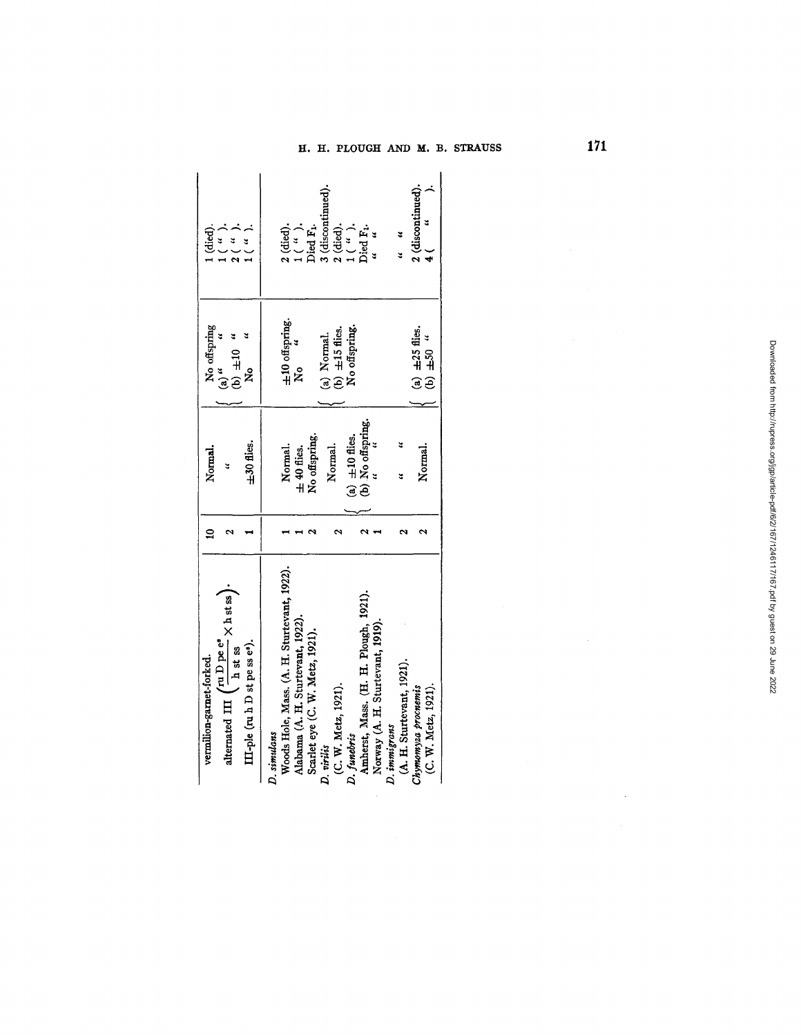| | | | | |
|---|---|---|---|---|
| vermilion-garnet-forked. | 10 | Normal. | No offspring | 1 (died). |
| alternated III $\left(\frac{\text{ru D pe e}^s}{\text{h st ss}} \times \text{h st ss}\right)$. | 2 | " | (a) " " | 1 ( " ). |
| | | | (b) ±10 " | 2 ( " ). |
| III-ple (ru h D st pe ss e^s). | 1 | ±30 flies. | No " | 1 ( " ). |
| *D. simulans* | | | | |
| Woods Hole, Mass. (A. H. Sturtevant, 1922). | 1 | Normal. | ±10 offspring. | 2 (died). |
| Alabama (A. H. Sturtevant, 1922). | 1 | ± 40 flies. | No " | 1 ( " ). |
| Scarlet eye (C. W. Metz, 1921). | 2 | No offspring. | | Died F₁. |
| *D. virilis* | | | | |
| (C. W. Metz, 1921). | 2 | Normal. | (a) Normal. | 3 (discontinued). |
| | | | (b) ±15 flies. | 2 (died). |
| *D. funebris* | | | | |
| Amherst, Mass. (H. H. Plough, 1921). | 2 | (a) ±10 flies. | No offspring. | 1 ( " ). |
| Norway (A. H. Sturtevant, 1919). | 1 | (b) No offspring. | | Died F₁. |
| | | " " | | " " |
| *D. immigrans* | | | | |
| (A. H. Sturtevant, 1921). | 2 | " " | | " " |
| *Chymomyza procnemis* | | | | |
| (C. W. Metz, 1921). | 2 | Normal. | (a) ±25 flies. | 2 (discontinued). |
| | | | (b) ±50 " | 4 ( " ). |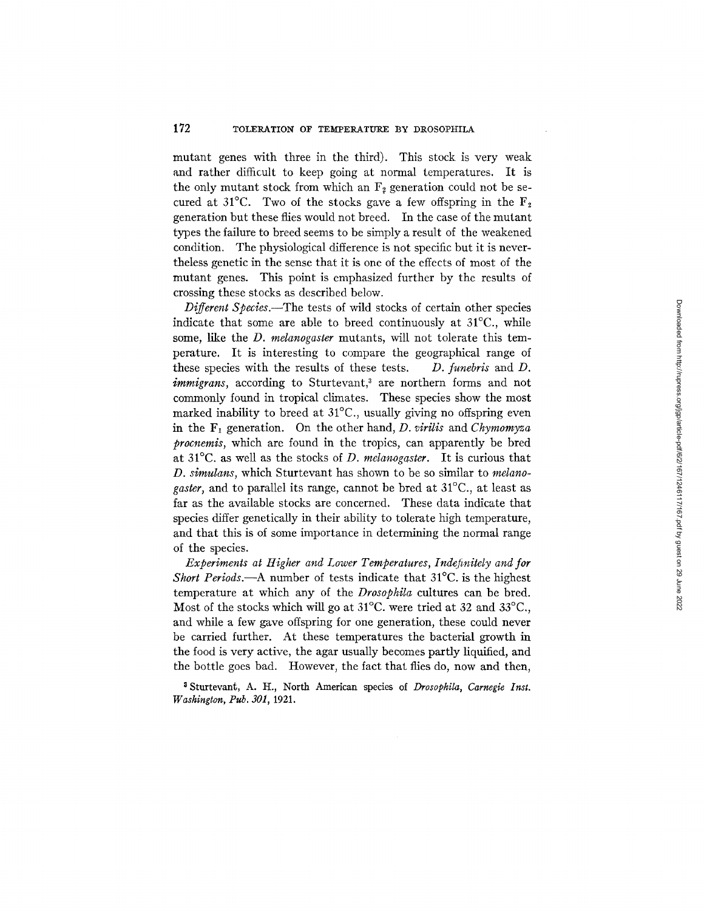mutant genes with three in the third). This stock is very weak and rather difficult to keep going at normal temperatures. It is the only mutant stock from which an $F_2$ generation could not be secured at 31°C. Two of the stocks gave a few offspring in the $F_2$ generation but these flies would not breed. In the case of the mutant types the failure to breed seems to be simply a result of the weakened condition. The physiological difference is not specific but it is nevertheless genetic in the sense that it is one of the effects of most of the mutant genes. This point is emphasized further by the results of crossing these stocks as described below.

*Different Species.*—The tests of wild stocks of certain other species indicate that some are able to breed continuously at 31°C., while some, like the *D. melanogaster* mutants, will not tolerate this temperature. It is interesting to compare the geographical range of these species with the results of these tests. *D. funebris* and *D. immigrans*, according to Sturtevant,[3] are northern forms and not commonly found in tropical climates. These species show the most marked inability to breed at 31°C., usually giving no offspring even in the $F_1$ generation. On the other hand, *D. virilis* and *Chymomyza procnemis*, which are found in the tropics, can apparently be bred at 31°C. as well as the stocks of *D. melanogaster*. It is curious that *D. simulans*, which Sturtevant has shown to be so similar to *melanogaster*, and to parallel its range, cannot be bred at 31°C., at least as far as the available stocks are concerned. These data indicate that species differ genetically in their ability to tolerate high temperature, and that this is of some importance in determining the normal range of the species.

*Experiments at Higher and Lower Temperatures, Indefinitely and for Short Periods.*—A number of tests indicate that 31°C. is the highest temperature at which any of the *Drosophila* cultures can be bred. Most of the stocks which will go at 31°C. were tried at 32 and 33°C., and while a few gave offspring for one generation, these could never be carried further. At these temperatures the bacterial growth in the food is very active, the agar usually becomes partly liquified, and the bottle goes bad. However, the fact that flies do, now and then,

[3] Sturtevant, A. H., North American species of *Drosophila*, *Carnegie Inst. Washington, Pub. 301*, 1921.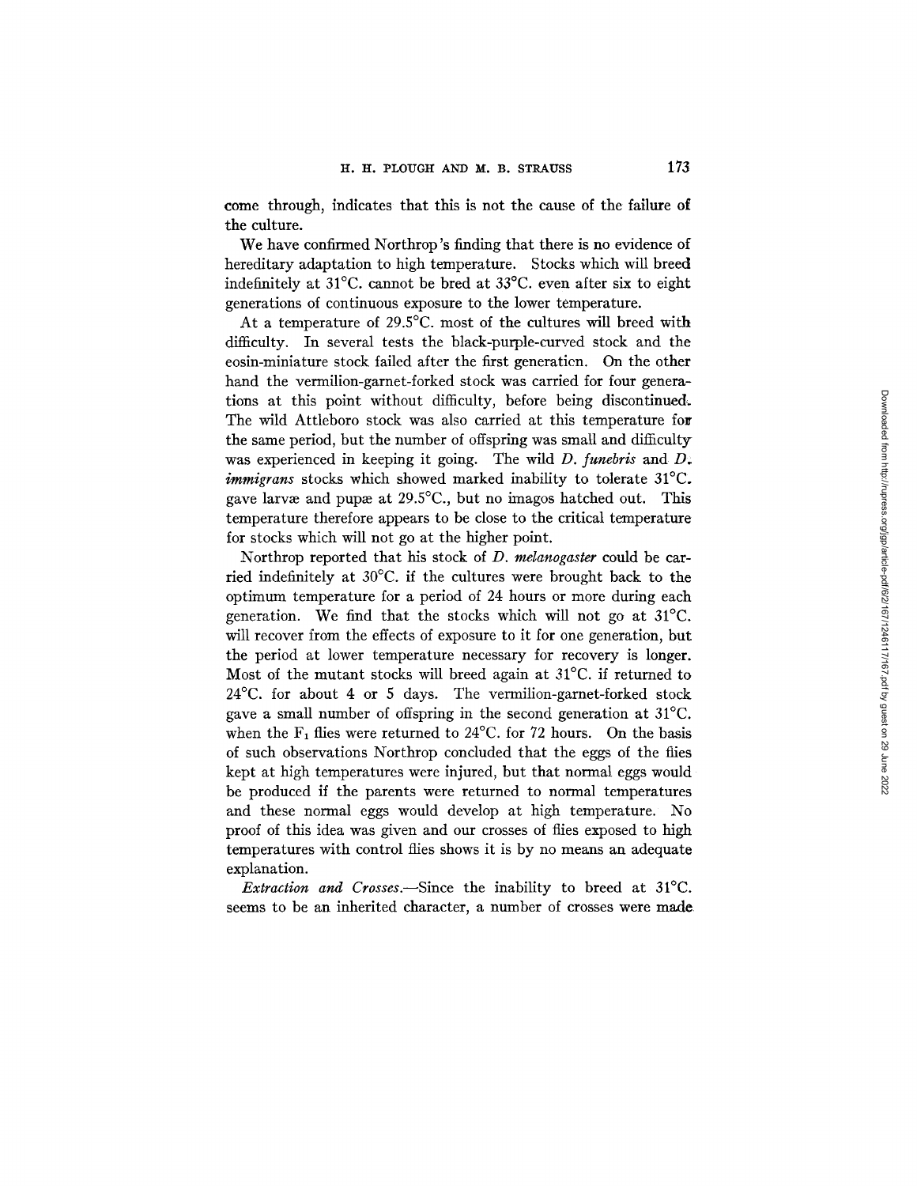come through, indicates that this is not the cause of the failure of the culture.

We have confirmed Northrop's finding that there is no evidence of hereditary adaptation to high temperature. Stocks which will breed indefinitely at 31°C. cannot be bred at 33°C. even after six to eight generations of continuous exposure to the lower temperature.

At a temperature of 29.5°C. most of the cultures will breed with difficulty. In several tests the black-purple-curved stock and the eosin-miniature stock failed after the first generation. On the other hand the vermilion-garnet-forked stock was carried for four generations at this point without difficulty, before being discontinued. The wild Attleboro stock was also carried at this temperature for the same period, but the number of offspring was small and difficulty was experienced in keeping it going. The wild *D. funebris* and *D. immigrans* stocks which showed marked inability to tolerate 31°C. gave larvæ and pupæ at 29.5°C., but no imagos hatched out. This temperature therefore appears to be close to the critical temperature for stocks which will not go at the higher point.

Northrop reported that his stock of *D. melanogaster* could be carried indefinitely at 30°C. if the cultures were brought back to the optimum temperature for a period of 24 hours or more during each generation. We find that the stocks which will not go at 31°C. will recover from the effects of exposure to it for one generation, but the period at lower temperature necessary for recovery is longer. Most of the mutant stocks will breed again at 31°C. if returned to 24°C. for about 4 or 5 days. The vermilion-garnet-forked stock gave a small number of offspring in the second generation at 31°C. when the $F_1$ flies were returned to 24°C. for 72 hours. On the basis of such observations Northrop concluded that the eggs of the flies kept at high temperatures were injured, but that normal eggs would be produced if the parents were returned to normal temperatures and these normal eggs would develop at high temperature. No proof of this idea was given and our crosses of flies exposed to high temperatures with control flies shows it is by no means an adequate explanation.

*Extraction and Crosses.*—Since the inability to breed at 31°C. seems to be an inherited character, a number of crosses were made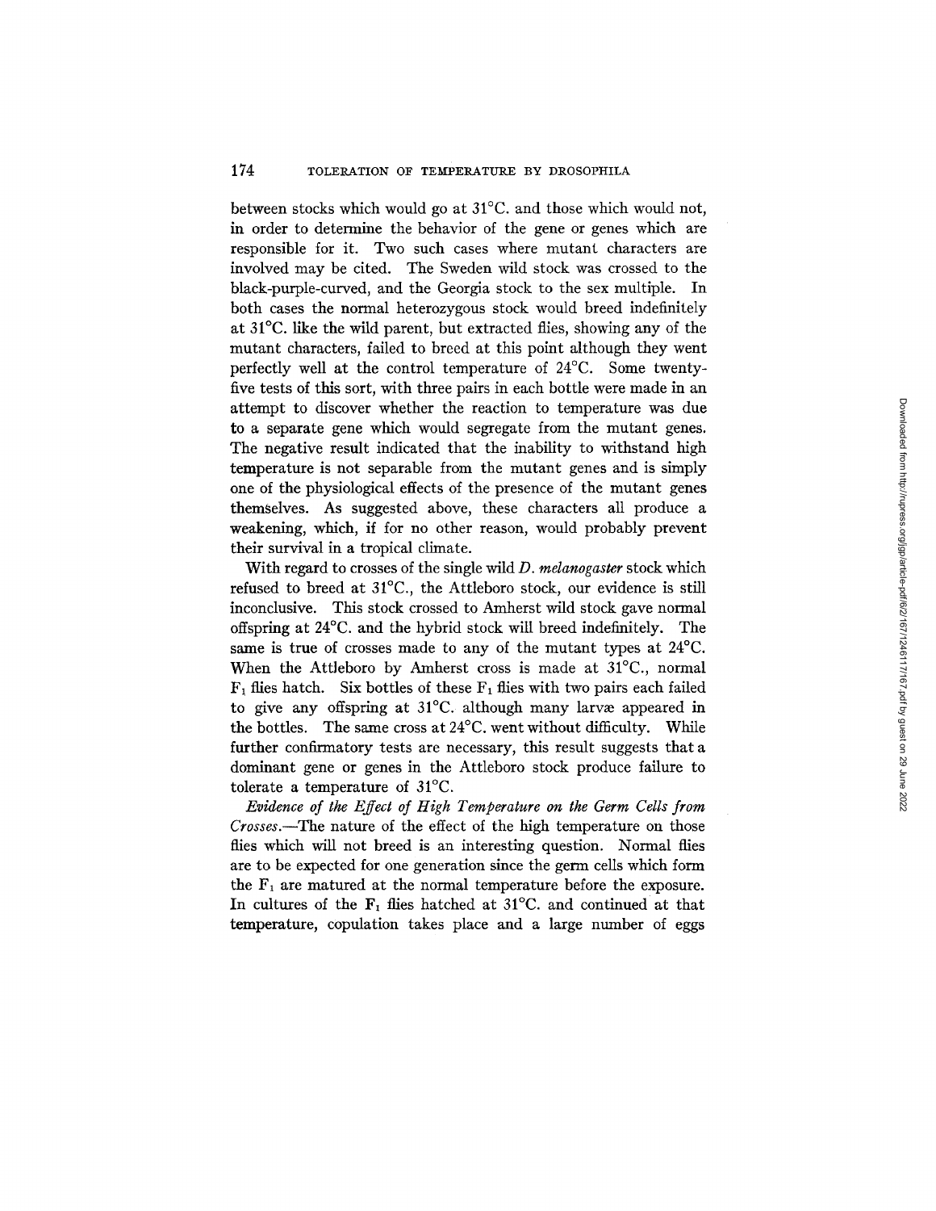between stocks which would go at 31°C. and those which would not, in order to determine the behavior of the gene or genes which are responsible for it. Two such cases where mutant characters are involved may be cited. The Sweden wild stock was crossed to the black-purple-curved, and the Georgia stock to the sex multiple. In both cases the normal heterozygous stock would breed indefinitely at 31°C. like the wild parent, but extracted flies, showing any of the mutant characters, failed to breed at this point although they went perfectly well at the control temperature of 24°C. Some twenty-five tests of this sort, with three pairs in each bottle were made in an attempt to discover whether the reaction to temperature was due to a separate gene which would segregate from the mutant genes. The negative result indicated that the inability to withstand high temperature is not separable from the mutant genes and is simply one of the physiological effects of the presence of the mutant genes themselves. As suggested above, these characters all produce a weakening, which, if for no other reason, would probably prevent their survival in a tropical climate.

With regard to crosses of the single wild *D. melanogaster* stock which refused to breed at 31°C., the Attleboro stock, our evidence is still inconclusive. This stock crossed to Amherst wild stock gave normal offspring at 24°C. and the hybrid stock will breed indefinitely. The same is true of crosses made to any of the mutant types at 24°C. When the Attleboro by Amherst cross is made at 31°C., normal $F_1$ flies hatch. Six bottles of these $F_1$ flies with two pairs each failed to give any offspring at 31°C. although many larvæ appeared in the bottles. The same cross at 24°C. went without difficulty. While further confirmatory tests are necessary, this result suggests that a dominant gene or genes in the Attleboro stock produce failure to tolerate a temperature of 31°C.

*Evidence of the Effect of High Temperature on the Germ Cells from Crosses.*—The nature of the effect of the high temperature on those flies which will not breed is an interesting question. Normal flies are to be expected for one generation since the germ cells which form the $F_1$ are matured at the normal temperature before the exposure. In cultures of the $F_1$ flies hatched at 31°C. and continued at that temperature, copulation takes place and a large number of eggs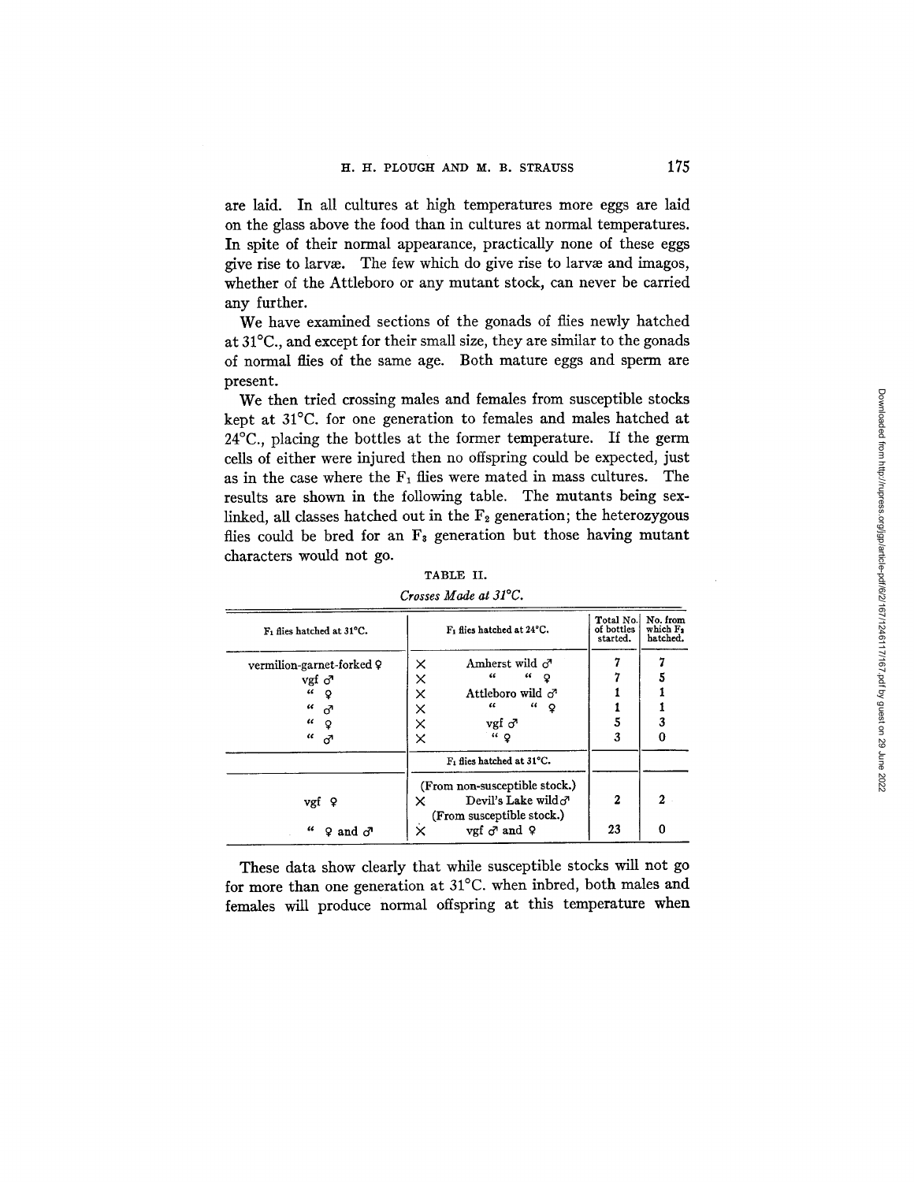are laid. In all cultures at high temperatures more eggs are laid on the glass above the food than in cultures at normal temperatures. In spite of their normal appearance, practically none of these eggs give rise to larvæ. The few which do give rise to larvæ and imagos, whether of the Attleboro or any mutant stock, can never be carried any further.

We have examined sections of the gonads of flies newly hatched at 31°C., and except for their small size, they are similar to the gonads of normal flies of the same age. Both mature eggs and sperm are present.

We then tried crossing males and females from susceptible stocks kept at 31°C. for one generation to females and males hatched at 24°C., placing the bottles at the former temperature. If the germ cells of either were injured then no offspring could be expected, just as in the case where the $F_1$ flies were mated in mass cultures. The results are shown in the following table. The mutants being sex-linked, all classes hatched out in the $F_2$ generation; the heterozygous flies could be bred for an $F_3$ generation but those having mutant characters would not go.

TABLE II.

*Crosses Made at 31°C.*

| $F_1$ flies hatched at 31°C. | | $F_1$ flies hatched at 24°C. | Total No. of bottles started. | No. from which $F_2$ hatched. |
|---|---|---|---|---|
| vermilion-garnet-forked ♀ | × | Amherst wild ♂ | 7 | 7 |
| vgf ♂ | × | " " ♀ | 7 | 5 |
| " ♀ | × | Attleboro wild ♂ | 1 | 1 |
| " ♂ | × | " " ♀ | 1 | 1 |
| " ♀ | × | vgf ♂ | 5 | 3 |
| " ♂ | × | " ♀ | 3 | 0 |
| | | $F_1$ flies hatched at 31°C. | | |
| | | (From non-susceptible stock.) | | |
| vgf ♀ | × | Devil's Lake wild ♂ | 2 | 2 |
| | | (From susceptible stock.) | | |
| " ♀ and ♂ | × | vgf ♂ and ♀ | 23 | 0 |

These data show clearly that while susceptible stocks will not go for more than one generation at 31°C. when inbred, both males and females will produce normal offspring at this temperature when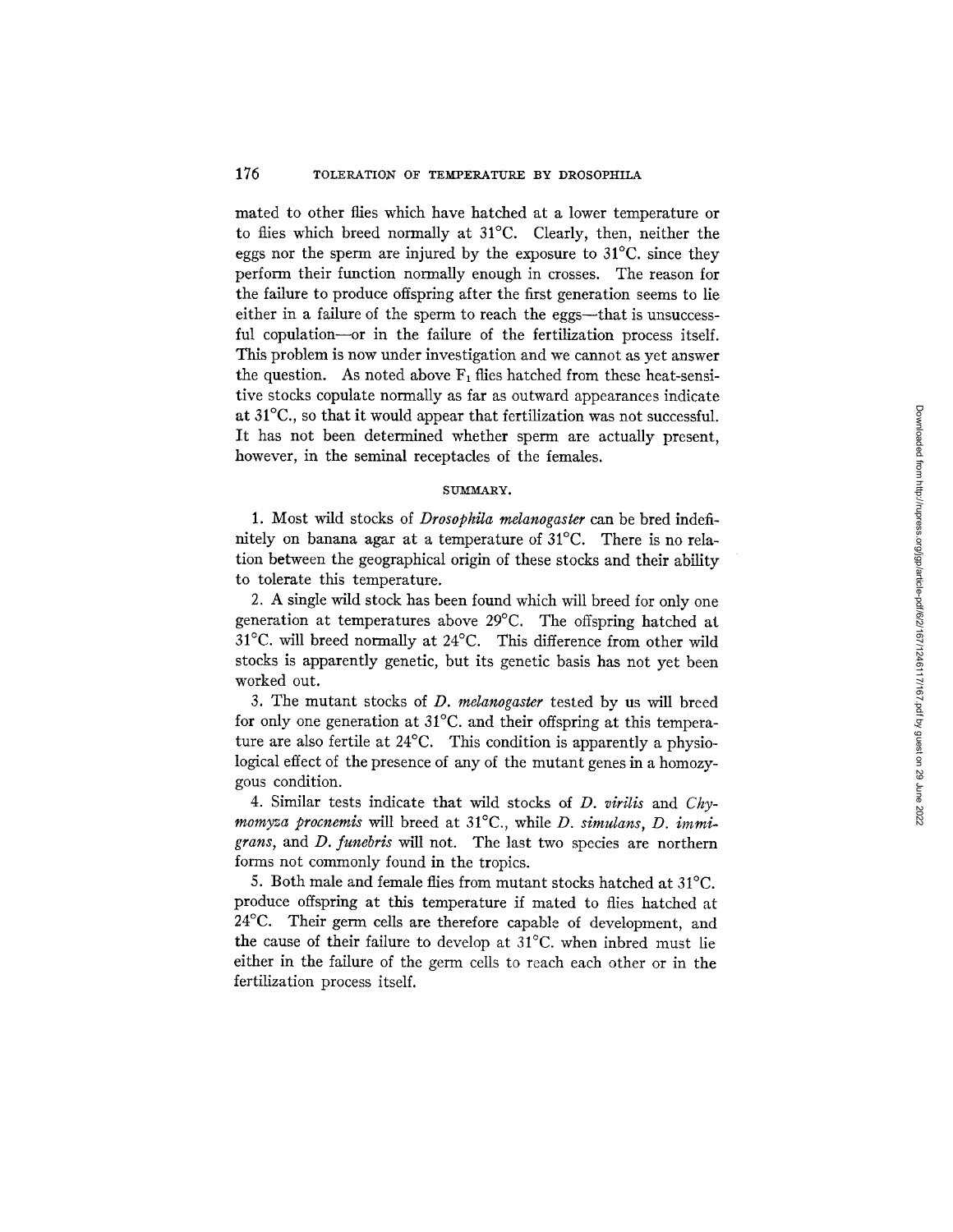mated to other flies which have hatched at a lower temperature or to flies which breed normally at 31°C. Clearly, then, neither the eggs nor the sperm are injured by the exposure to 31°C. since they perform their function normally enough in crosses. The reason for the failure to produce offspring after the first generation seems to lie either in a failure of the sperm to reach the eggs—that is unsuccessful copulation—or in the failure of the fertilization process itself. This problem is now under investigation and we cannot as yet answer the question. As noted above $F_1$ flies hatched from these heat-sensitive stocks copulate normally as far as outward appearances indicate at 31°C., so that it would appear that fertilization was not successful. It has not been determined whether sperm are actually present, however, in the seminal receptacles of the females.

## SUMMARY.

1. Most wild stocks of *Drosophila melanogaster* can be bred indefinitely on banana agar at a temperature of 31°C. There is no relation between the geographical origin of these stocks and their ability to tolerate this temperature.

2. A single wild stock has been found which will breed for only one generation at temperatures above 29°C. The offspring hatched at 31°C. will breed normally at 24°C. This difference from other wild stocks is apparently genetic, but its genetic basis has not yet been worked out.

3. The mutant stocks of *D. melanogaster* tested by us will breed for only one generation at 31°C. and their offspring at this temperature are also fertile at 24°C. This condition is apparently a physiological effect of the presence of any of the mutant genes in a homozygous condition.

4. Similar tests indicate that wild stocks of *D. virilis* and *Chymomyza procnemis* will breed at 31°C., while *D. simulans*, *D. immigrans*, and *D. funebris* will not. The last two species are northern forms not commonly found in the tropics.

5. Both male and female flies from mutant stocks hatched at 31°C. produce offspring at this temperature if mated to flies hatched at 24°C. Their germ cells are therefore capable of development, and the cause of their failure to develop at 31°C. when inbred must lie either in the failure of the germ cells to reach each other or in the fertilization process itself.